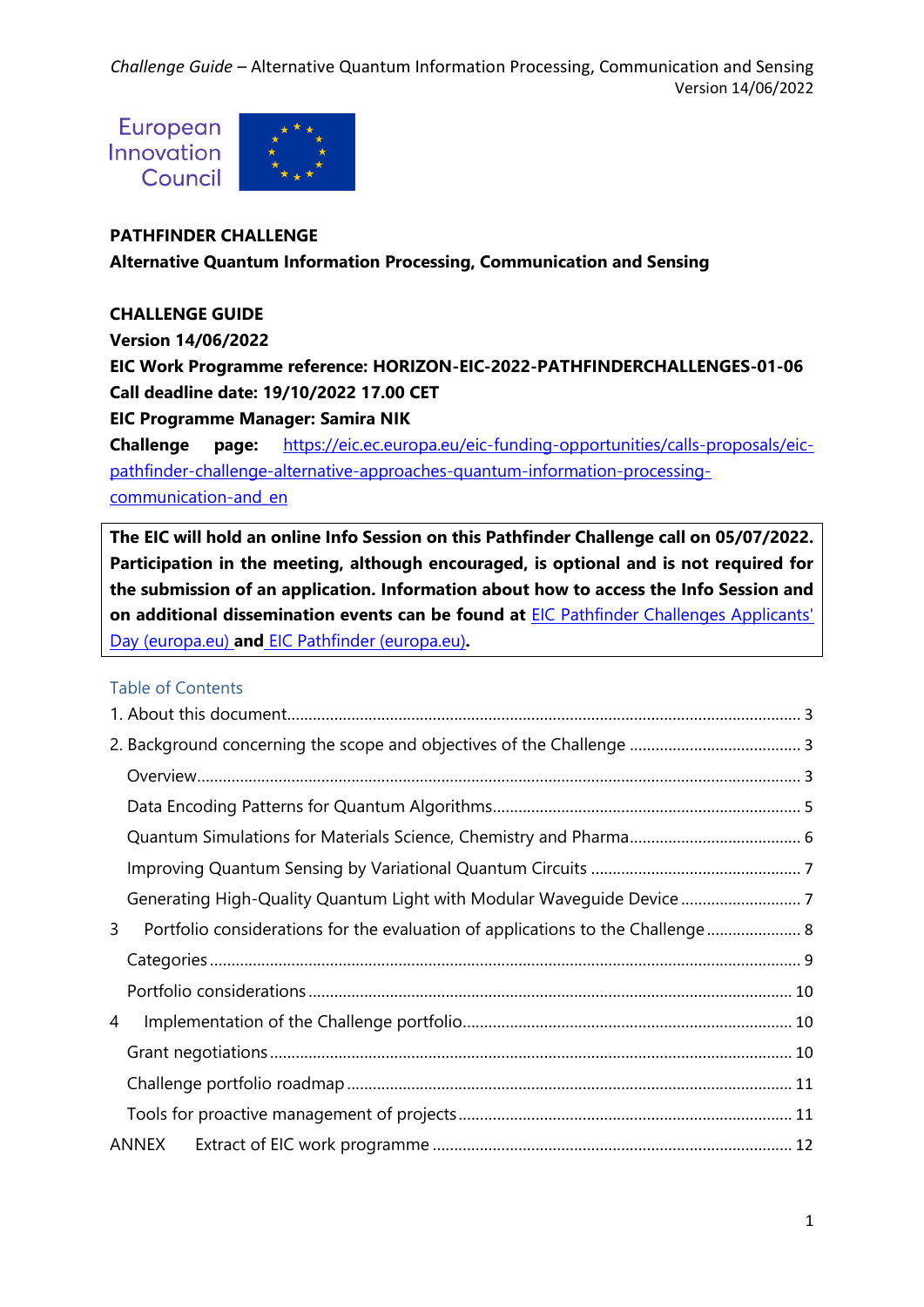European Innovation Council

**PATHFINDER CHALLENGE**

**Alternative Quantum Information Processing, Communication and Sensing**

**CHALLENGE GUIDE**

**Version 14/06/2022**

**EIC Work Programme reference: HORIZON-EIC-2022-PATHFINDERCHALLENGES-01-06**

**Call deadline date: 19/10/2022 17.00 CET**

**EIC Programme Manager: Samira NIK**

**Challenge page:** [https://eic.ec.europa.eu/eic-funding-opportunities/calls-proposals/eic-pathfinder-challenge-alternative-approaches-quantum-information-processing-communication-and_en](https://eic.ec.europa.eu/eic-funding-opportunities/calls-proposals/eic-pathfinder-challenge-alternative-approaches-quantum-information-processing-communication-and_en)

**The EIC will hold an online Info Session on this Pathfinder Challenge call on 05/07/2022. Participation in the meeting, although encouraged, is optional and is not required for the submission of an application. Information about how to access the Info Session and on additional dissemination events can be found at [EIC Pathfinder Challenges Applicants' Day (europa.eu)] and [EIC Pathfinder (europa.eu)].**

## Table of Contents

1. About this document ... 3
2. Background concerning the scope and objectives of the Challenge ... 3
   - Overview ... 3
   - Data Encoding Patterns for Quantum Algorithms ... 5
   - Quantum Simulations for Materials Science, Chemistry and Pharma ... 6
   - Improving Quantum Sensing by Variational Quantum Circuits ... 7
   - Generating High-Quality Quantum Light with Modular Waveguide Device ... 7
3. Portfolio considerations for the evaluation of applications to the Challenge ... 8
   - Categories ... 9
   - Portfolio considerations ... 10
4. Implementation of the Challenge portfolio ... 10
   - Grant negotiations ... 10
   - Challenge portfolio roadmap ... 11
   - Tools for proactive management of projects ... 11

ANNEX Extract of EIC work programme ... 12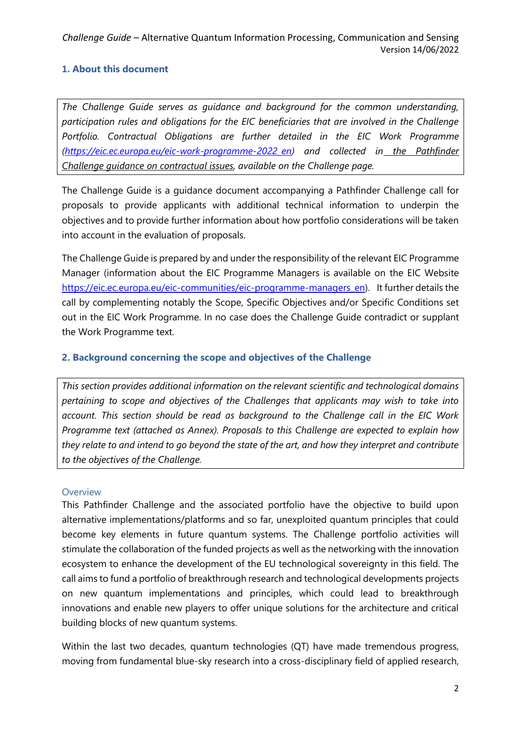## 1. About this document

*The Challenge Guide serves as guidance and background for the common understanding, participation rules and obligations for the EIC beneficiaries that are involved in the Challenge Portfolio. Contractual Obligations are further detailed in the EIC Work Programme (https://eic.ec.europa.eu/eic-work-programme-2022_en) and collected in the Pathfinder Challenge guidance on contractual issues, available on the Challenge page.*

The Challenge Guide is a guidance document accompanying a Pathfinder Challenge call for proposals to provide applicants with additional technical information to underpin the objectives and to provide further information about how portfolio considerations will be taken into account in the evaluation of proposals.

The Challenge Guide is prepared by and under the responsibility of the relevant EIC Programme Manager (information about the EIC Programme Managers is available on the EIC Website https://eic.ec.europa.eu/eic-communities/eic-programme-managers_en). It further details the call by complementing notably the Scope, Specific Objectives and/or Specific Conditions set out in the EIC Work Programme. In no case does the Challenge Guide contradict or supplant the Work Programme text.

## 2. Background concerning the scope and objectives of the Challenge

*This section provides additional information on the relevant scientific and technological domains pertaining to scope and objectives of the Challenges that applicants may wish to take into account. This section should be read as background to the Challenge call in the EIC Work Programme text (attached as Annex). Proposals to this Challenge are expected to explain how they relate to and intend to go beyond the state of the art, and how they interpret and contribute to the objectives of the Challenge.*

### Overview

This Pathfinder Challenge and the associated portfolio have the objective to build upon alternative implementations/platforms and so far, unexploited quantum principles that could become key elements in future quantum systems. The Challenge portfolio activities will stimulate the collaboration of the funded projects as well as the networking with the innovation ecosystem to enhance the development of the EU technological sovereignty in this field. The call aims to fund a portfolio of breakthrough research and technological developments projects on new quantum implementations and principles, which could lead to breakthrough innovations and enable new players to offer unique solutions for the architecture and critical building blocks of new quantum systems.

Within the last two decades, quantum technologies (QT) have made tremendous progress, moving from fundamental blue-sky research into a cross-disciplinary field of applied research,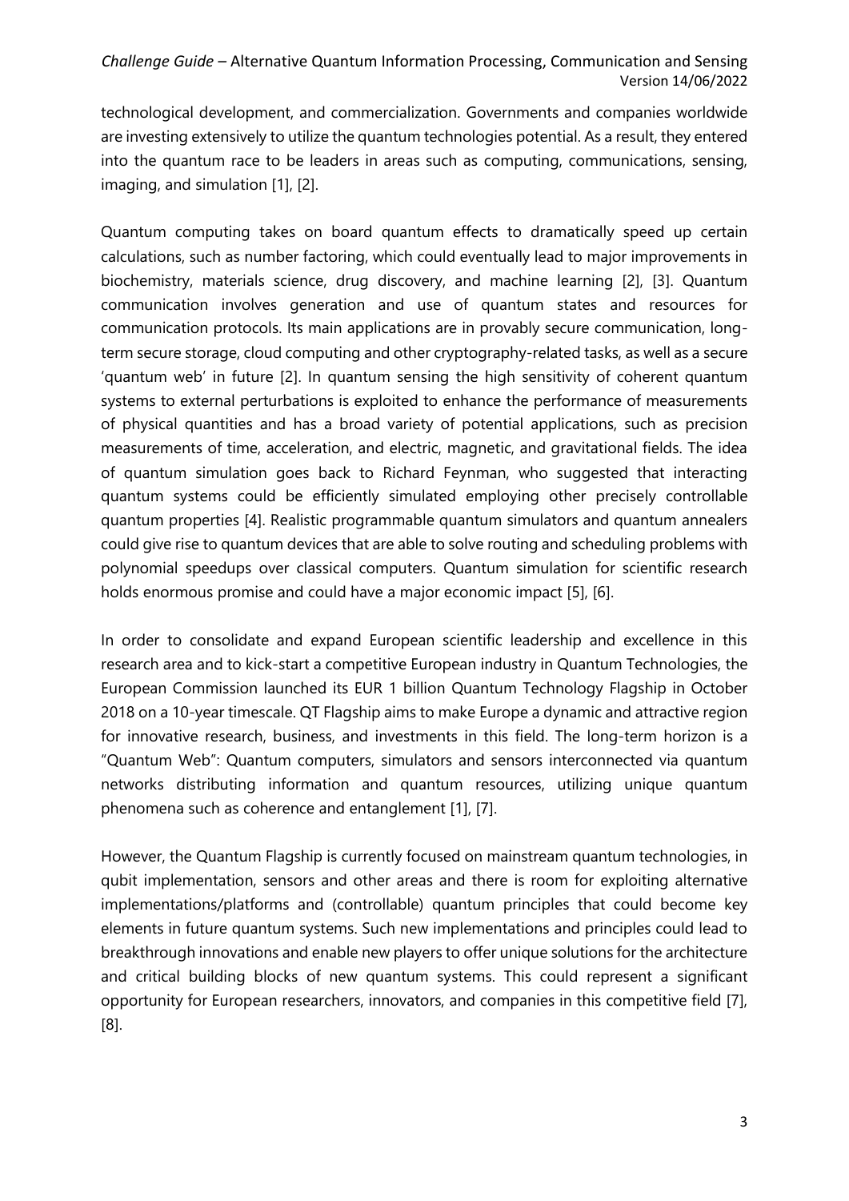technological development, and commercialization. Governments and companies worldwide are investing extensively to utilize the quantum technologies potential. As a result, they entered into the quantum race to be leaders in areas such as computing, communications, sensing, imaging, and simulation [1], [2].

Quantum computing takes on board quantum effects to dramatically speed up certain calculations, such as number factoring, which could eventually lead to major improvements in biochemistry, materials science, drug discovery, and machine learning [2], [3]. Quantum communication involves generation and use of quantum states and resources for communication protocols. Its main applications are in provably secure communication, long-term secure storage, cloud computing and other cryptography-related tasks, as well as a secure 'quantum web' in future [2]. In quantum sensing the high sensitivity of coherent quantum systems to external perturbations is exploited to enhance the performance of measurements of physical quantities and has a broad variety of potential applications, such as precision measurements of time, acceleration, and electric, magnetic, and gravitational fields. The idea of quantum simulation goes back to Richard Feynman, who suggested that interacting quantum systems could be efficiently simulated employing other precisely controllable quantum properties [4]. Realistic programmable quantum simulators and quantum annealers could give rise to quantum devices that are able to solve routing and scheduling problems with polynomial speedups over classical computers. Quantum simulation for scientific research holds enormous promise and could have a major economic impact [5], [6].

In order to consolidate and expand European scientific leadership and excellence in this research area and to kick-start a competitive European industry in Quantum Technologies, the European Commission launched its EUR 1 billion Quantum Technology Flagship in October 2018 on a 10-year timescale. QT Flagship aims to make Europe a dynamic and attractive region for innovative research, business, and investments in this field. The long-term horizon is a "Quantum Web": Quantum computers, simulators and sensors interconnected via quantum networks distributing information and quantum resources, utilizing unique quantum phenomena such as coherence and entanglement [1], [7].

However, the Quantum Flagship is currently focused on mainstream quantum technologies, in qubit implementation, sensors and other areas and there is room for exploiting alternative implementations/platforms and (controllable) quantum principles that could become key elements in future quantum systems. Such new implementations and principles could lead to breakthrough innovations and enable new players to offer unique solutions for the architecture and critical building blocks of new quantum systems. This could represent a significant opportunity for European researchers, innovators, and companies in this competitive field [7], [8].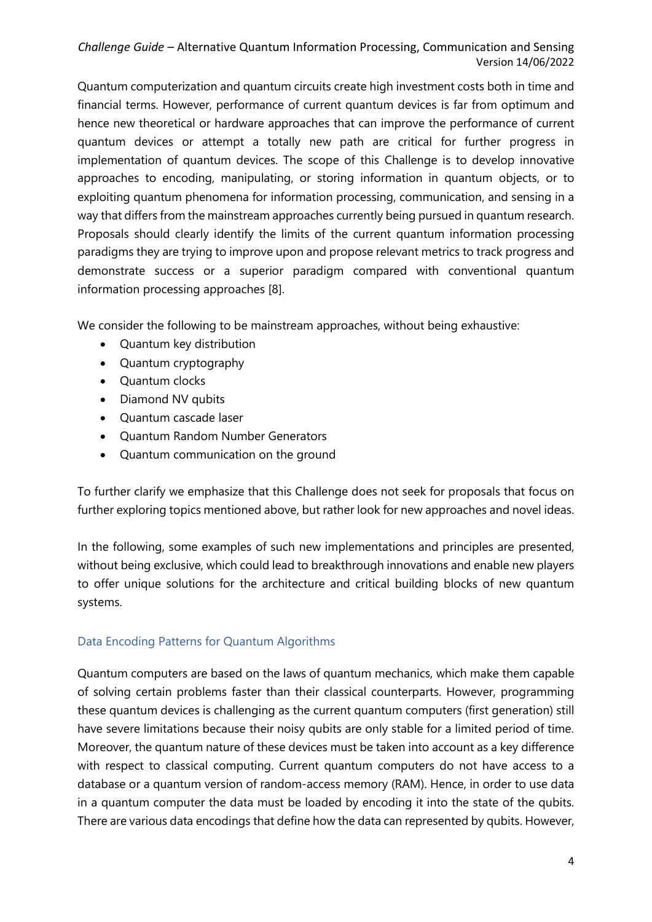Quantum computerization and quantum circuits create high investment costs both in time and financial terms. However, performance of current quantum devices is far from optimum and hence new theoretical or hardware approaches that can improve the performance of current quantum devices or attempt a totally new path are critical for further progress in implementation of quantum devices. The scope of this Challenge is to develop innovative approaches to encoding, manipulating, or storing information in quantum objects, or to exploiting quantum phenomena for information processing, communication, and sensing in a way that differs from the mainstream approaches currently being pursued in quantum research. Proposals should clearly identify the limits of the current quantum information processing paradigms they are trying to improve upon and propose relevant metrics to track progress and demonstrate success or a superior paradigm compared with conventional quantum information processing approaches [8].

We consider the following to be mainstream approaches, without being exhaustive:

- Quantum key distribution
- Quantum cryptography
- Quantum clocks
- Diamond NV qubits
- Quantum cascade laser
- Quantum Random Number Generators
- Quantum communication on the ground

To further clarify we emphasize that this Challenge does not seek for proposals that focus on further exploring topics mentioned above, but rather look for new approaches and novel ideas.

In the following, some examples of such new implementations and principles are presented, without being exclusive, which could lead to breakthrough innovations and enable new players to offer unique solutions for the architecture and critical building blocks of new quantum systems.

### Data Encoding Patterns for Quantum Algorithms

Quantum computers are based on the laws of quantum mechanics, which make them capable of solving certain problems faster than their classical counterparts. However, programming these quantum devices is challenging as the current quantum computers (first generation) still have severe limitations because their noisy qubits are only stable for a limited period of time. Moreover, the quantum nature of these devices must be taken into account as a key difference with respect to classical computing. Current quantum computers do not have access to a database or a quantum version of random-access memory (RAM). Hence, in order to use data in a quantum computer the data must be loaded by encoding it into the state of the qubits. There are various data encodings that define how the data can represented by qubits. However,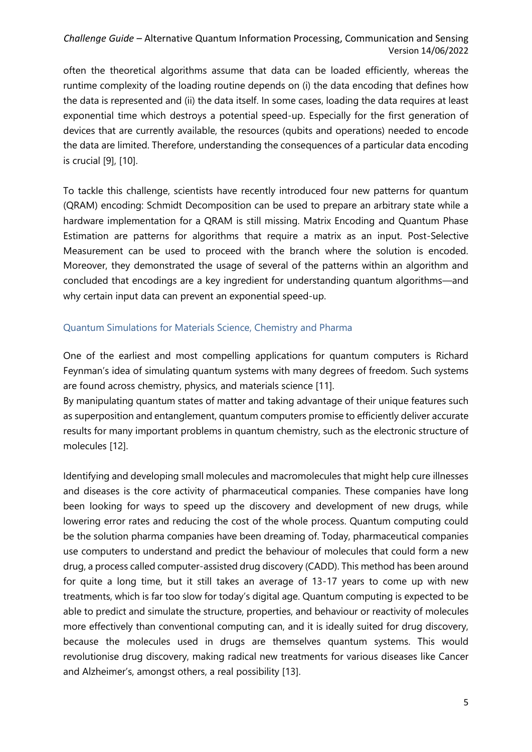often the theoretical algorithms assume that data can be loaded efficiently, whereas the runtime complexity of the loading routine depends on (i) the data encoding that defines how the data is represented and (ii) the data itself. In some cases, loading the data requires at least exponential time which destroys a potential speed-up. Especially for the first generation of devices that are currently available, the resources (qubits and operations) needed to encode the data are limited. Therefore, understanding the consequences of a particular data encoding is crucial [9], [10].

To tackle this challenge, scientists have recently introduced four new patterns for quantum (QRAM) encoding: Schmidt Decomposition can be used to prepare an arbitrary state while a hardware implementation for a QRAM is still missing. Matrix Encoding and Quantum Phase Estimation are patterns for algorithms that require a matrix as an input. Post-Selective Measurement can be used to proceed with the branch where the solution is encoded. Moreover, they demonstrated the usage of several of the patterns within an algorithm and concluded that encodings are a key ingredient for understanding quantum algorithms—and why certain input data can prevent an exponential speed-up.

### Quantum Simulations for Materials Science, Chemistry and Pharma

One of the earliest and most compelling applications for quantum computers is Richard Feynman's idea of simulating quantum systems with many degrees of freedom. Such systems are found across chemistry, physics, and materials science [11].
By manipulating quantum states of matter and taking advantage of their unique features such as superposition and entanglement, quantum computers promise to efficiently deliver accurate results for many important problems in quantum chemistry, such as the electronic structure of molecules [12].

Identifying and developing small molecules and macromolecules that might help cure illnesses and diseases is the core activity of pharmaceutical companies. These companies have long been looking for ways to speed up the discovery and development of new drugs, while lowering error rates and reducing the cost of the whole process. Quantum computing could be the solution pharma companies have been dreaming of. Today, pharmaceutical companies use computers to understand and predict the behaviour of molecules that could form a new drug, a process called computer-assisted drug discovery (CADD). This method has been around for quite a long time, but it still takes an average of 13-17 years to come up with new treatments, which is far too slow for today's digital age. Quantum computing is expected to be able to predict and simulate the structure, properties, and behaviour or reactivity of molecules more effectively than conventional computing can, and it is ideally suited for drug discovery, because the molecules used in drugs are themselves quantum systems. This would revolutionise drug discovery, making radical new treatments for various diseases like Cancer and Alzheimer's, amongst others, a real possibility [13].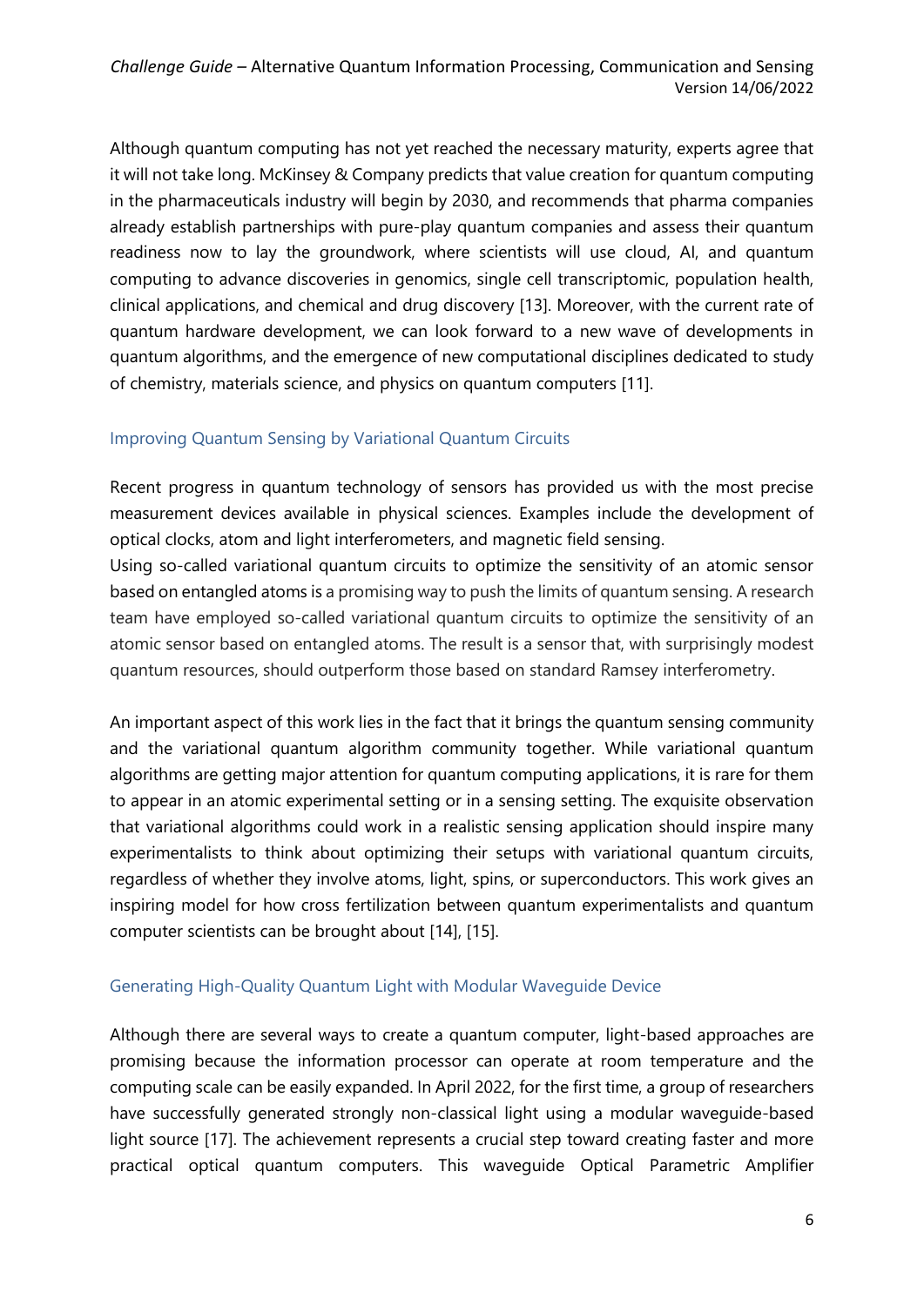Although quantum computing has not yet reached the necessary maturity, experts agree that it will not take long. McKinsey & Company predicts that value creation for quantum computing in the pharmaceuticals industry will begin by 2030, and recommends that pharma companies already establish partnerships with pure-play quantum companies and assess their quantum readiness now to lay the groundwork, where scientists will use cloud, AI, and quantum computing to advance discoveries in genomics, single cell transcriptomic, population health, clinical applications, and chemical and drug discovery [13]. Moreover, with the current rate of quantum hardware development, we can look forward to a new wave of developments in quantum algorithms, and the emergence of new computational disciplines dedicated to study of chemistry, materials science, and physics on quantum computers [11].

### Improving Quantum Sensing by Variational Quantum Circuits

Recent progress in quantum technology of sensors has provided us with the most precise measurement devices available in physical sciences. Examples include the development of optical clocks, atom and light interferometers, and magnetic field sensing.
Using so-called variational quantum circuits to optimize the sensitivity of an atomic sensor based on entangled atoms is a promising way to push the limits of quantum sensing. A research team have employed so-called variational quantum circuits to optimize the sensitivity of an atomic sensor based on entangled atoms. The result is a sensor that, with surprisingly modest quantum resources, should outperform those based on standard Ramsey interferometry.

An important aspect of this work lies in the fact that it brings the quantum sensing community and the variational quantum algorithm community together. While variational quantum algorithms are getting major attention for quantum computing applications, it is rare for them to appear in an atomic experimental setting or in a sensing setting. The exquisite observation that variational algorithms could work in a realistic sensing application should inspire many experimentalists to think about optimizing their setups with variational quantum circuits, regardless of whether they involve atoms, light, spins, or superconductors. This work gives an inspiring model for how cross fertilization between quantum experimentalists and quantum computer scientists can be brought about [14], [15].

### Generating High-Quality Quantum Light with Modular Waveguide Device

Although there are several ways to create a quantum computer, light-based approaches are promising because the information processor can operate at room temperature and the computing scale can be easily expanded. In April 2022, for the first time, a group of researchers have successfully generated strongly non-classical light using a modular waveguide-based light source [17]. The achievement represents a crucial step toward creating faster and more practical optical quantum computers. This waveguide Optical Parametric Amplifier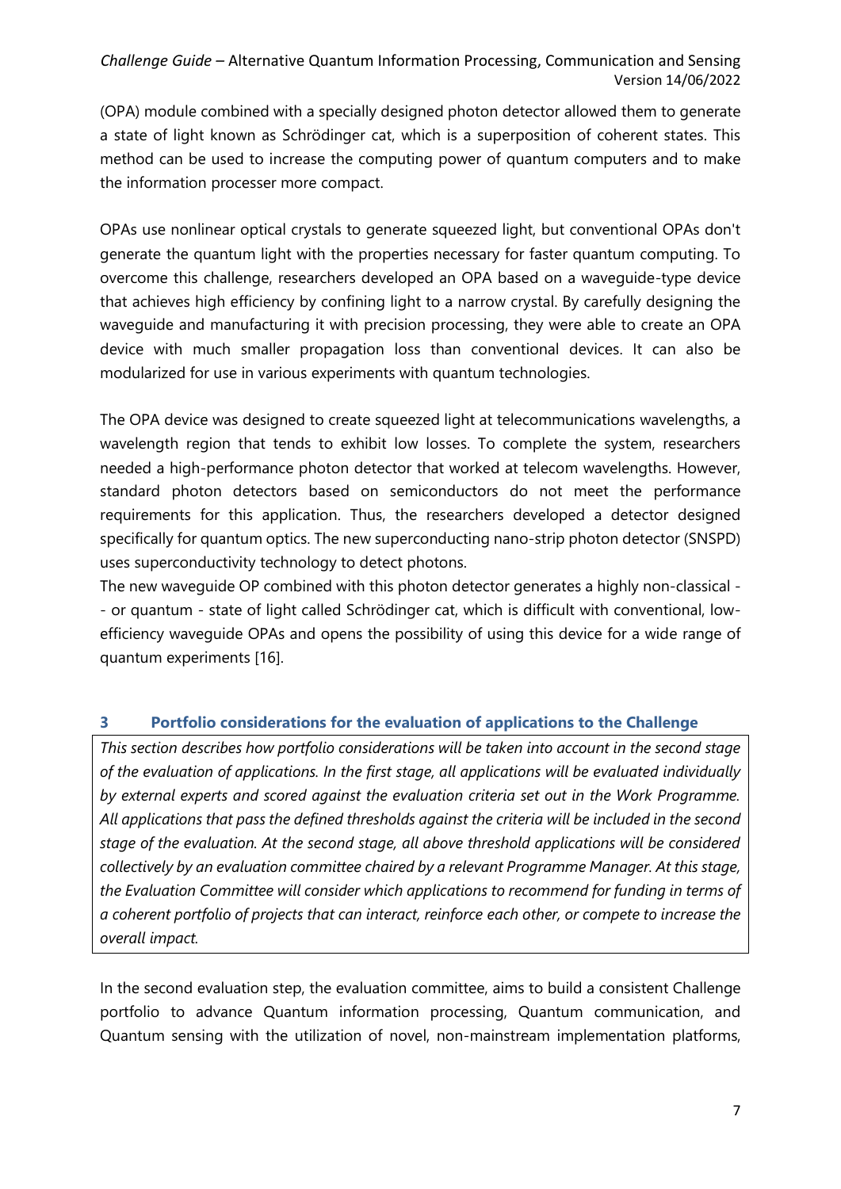(OPA) module combined with a specially designed photon detector allowed them to generate a state of light known as Schrödinger cat, which is a superposition of coherent states. This method can be used to increase the computing power of quantum computers and to make the information processer more compact.

OPAs use nonlinear optical crystals to generate squeezed light, but conventional OPAs don't generate the quantum light with the properties necessary for faster quantum computing. To overcome this challenge, researchers developed an OPA based on a waveguide-type device that achieves high efficiency by confining light to a narrow crystal. By carefully designing the waveguide and manufacturing it with precision processing, they were able to create an OPA device with much smaller propagation loss than conventional devices. It can also be modularized for use in various experiments with quantum technologies.

The OPA device was designed to create squeezed light at telecommunications wavelengths, a wavelength region that tends to exhibit low losses. To complete the system, researchers needed a high-performance photon detector that worked at telecom wavelengths. However, standard photon detectors based on semiconductors do not meet the performance requirements for this application. Thus, the researchers developed a detector designed specifically for quantum optics. The new superconducting nano-strip photon detector (SNSPD) uses superconductivity technology to detect photons.

The new waveguide OP combined with this photon detector generates a highly non-classical -- or quantum - state of light called Schrödinger cat, which is difficult with conventional, low-efficiency waveguide OPAs and opens the possibility of using this device for a wide range of quantum experiments [16].

## 3 Portfolio considerations for the evaluation of applications to the Challenge

*This section describes how portfolio considerations will be taken into account in the second stage of the evaluation of applications. In the first stage, all applications will be evaluated individually by external experts and scored against the evaluation criteria set out in the Work Programme. All applications that pass the defined thresholds against the criteria will be included in the second stage of the evaluation. At the second stage, all above threshold applications will be considered collectively by an evaluation committee chaired by a relevant Programme Manager. At this stage, the Evaluation Committee will consider which applications to recommend for funding in terms of a coherent portfolio of projects that can interact, reinforce each other, or compete to increase the overall impact.*

In the second evaluation step, the evaluation committee, aims to build a consistent Challenge portfolio to advance Quantum information processing, Quantum communication, and Quantum sensing with the utilization of novel, non-mainstream implementation platforms,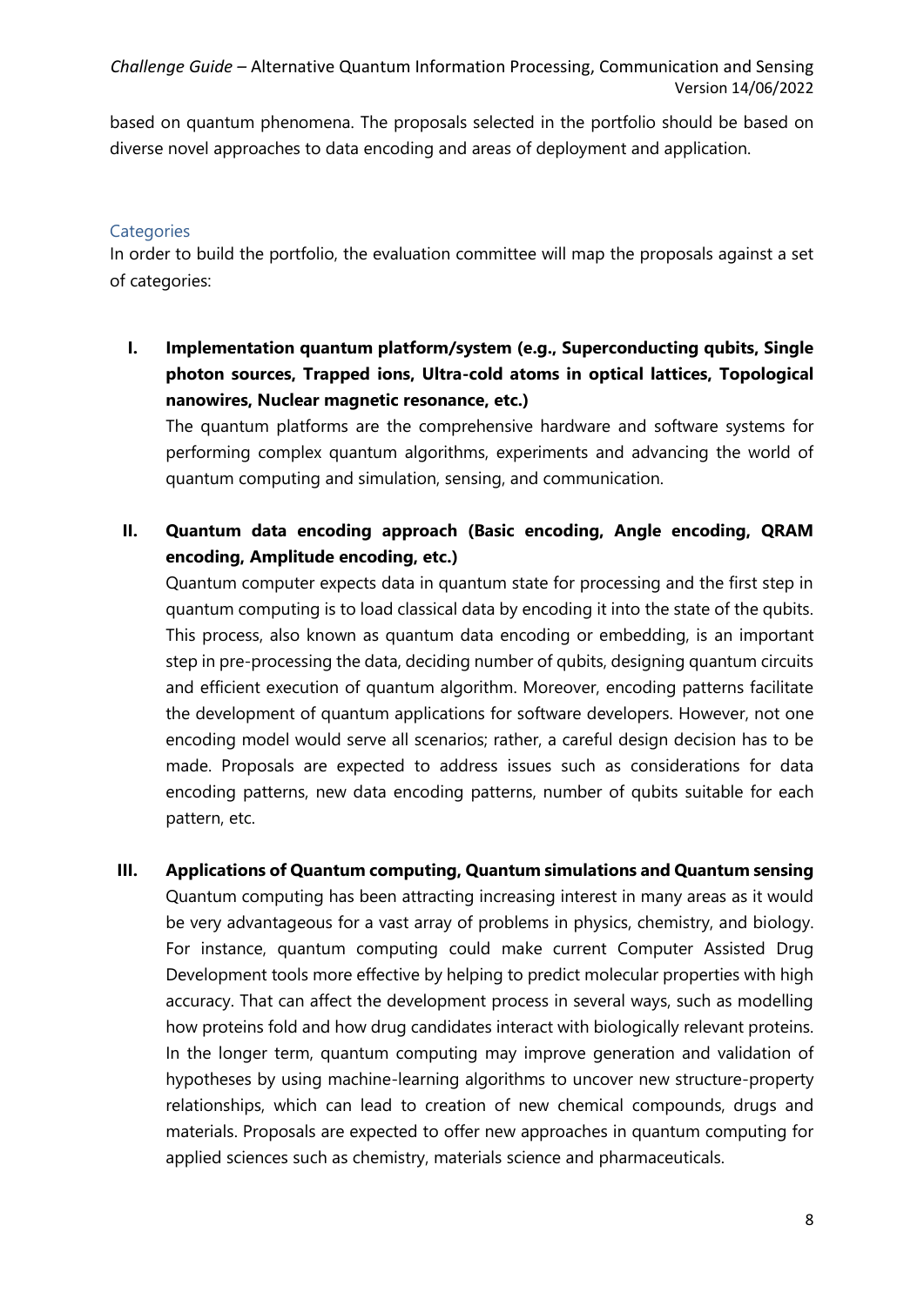based on quantum phenomena. The proposals selected in the portfolio should be based on diverse novel approaches to data encoding and areas of deployment and application.

### Categories

In order to build the portfolio, the evaluation committee will map the proposals against a set of categories:

**I. Implementation quantum platform/system (e.g., Superconducting qubits, Single photon sources, Trapped ions, Ultra-cold atoms in optical lattices, Topological nanowires, Nuclear magnetic resonance, etc.)**

The quantum platforms are the comprehensive hardware and software systems for performing complex quantum algorithms, experiments and advancing the world of quantum computing and simulation, sensing, and communication.

**II. Quantum data encoding approach (Basic encoding, Angle encoding, QRAM encoding, Amplitude encoding, etc.)**

Quantum computer expects data in quantum state for processing and the first step in quantum computing is to load classical data by encoding it into the state of the qubits. This process, also known as quantum data encoding or embedding, is an important step in pre-processing the data, deciding number of qubits, designing quantum circuits and efficient execution of quantum algorithm. Moreover, encoding patterns facilitate the development of quantum applications for software developers. However, not one encoding model would serve all scenarios; rather, a careful design decision has to be made. Proposals are expected to address issues such as considerations for data encoding patterns, new data encoding patterns, number of qubits suitable for each pattern, etc.

**III. Applications of Quantum computing, Quantum simulations and Quantum sensing**

Quantum computing has been attracting increasing interest in many areas as it would be very advantageous for a vast array of problems in physics, chemistry, and biology. For instance, quantum computing could make current Computer Assisted Drug Development tools more effective by helping to predict molecular properties with high accuracy. That can affect the development process in several ways, such as modelling how proteins fold and how drug candidates interact with biologically relevant proteins. In the longer term, quantum computing may improve generation and validation of hypotheses by using machine-learning algorithms to uncover new structure-property relationships, which can lead to creation of new chemical compounds, drugs and materials. Proposals are expected to offer new approaches in quantum computing for applied sciences such as chemistry, materials science and pharmaceuticals.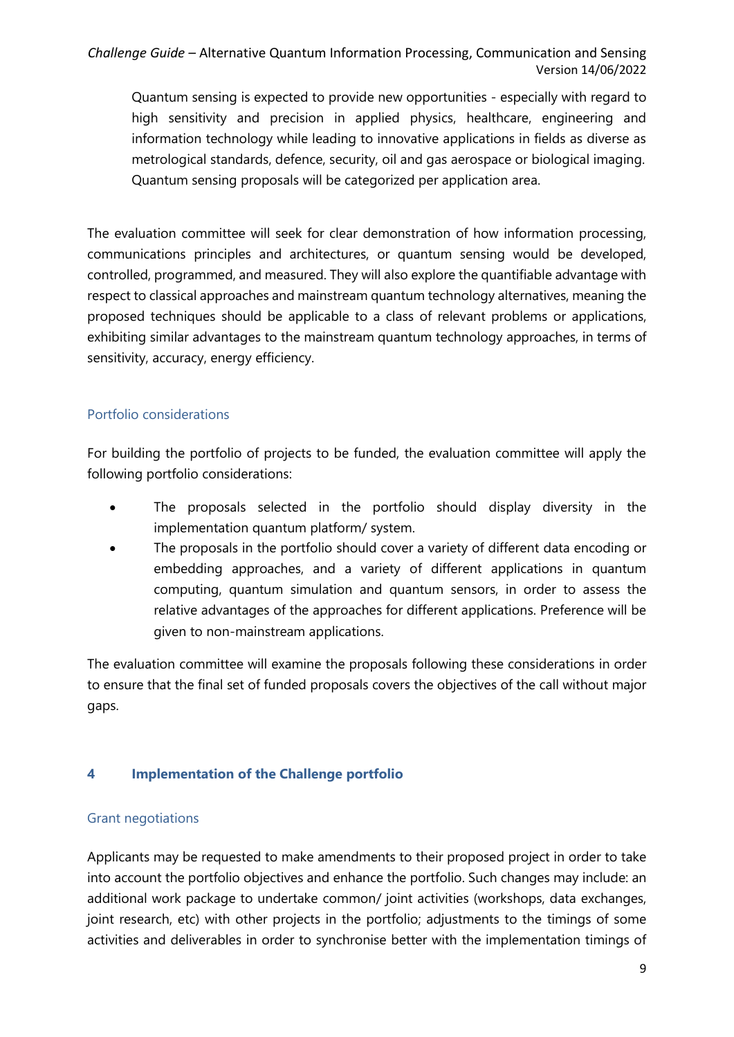Quantum sensing is expected to provide new opportunities - especially with regard to high sensitivity and precision in applied physics, healthcare, engineering and information technology while leading to innovative applications in fields as diverse as metrological standards, defence, security, oil and gas aerospace or biological imaging. Quantum sensing proposals will be categorized per application area.

The evaluation committee will seek for clear demonstration of how information processing, communications principles and architectures, or quantum sensing would be developed, controlled, programmed, and measured. They will also explore the quantifiable advantage with respect to classical approaches and mainstream quantum technology alternatives, meaning the proposed techniques should be applicable to a class of relevant problems or applications, exhibiting similar advantages to the mainstream quantum technology approaches, in terms of sensitivity, accuracy, energy efficiency.

### Portfolio considerations

For building the portfolio of projects to be funded, the evaluation committee will apply the following portfolio considerations:

- The proposals selected in the portfolio should display diversity in the implementation quantum platform/ system.
- The proposals in the portfolio should cover a variety of different data encoding or embedding approaches, and a variety of different applications in quantum computing, quantum simulation and quantum sensors, in order to assess the relative advantages of the approaches for different applications. Preference will be given to non-mainstream applications.

The evaluation committee will examine the proposals following these considerations in order to ensure that the final set of funded proposals covers the objectives of the call without major gaps.

## 4 Implementation of the Challenge portfolio

### Grant negotiations

Applicants may be requested to make amendments to their proposed project in order to take into account the portfolio objectives and enhance the portfolio. Such changes may include: an additional work package to undertake common/ joint activities (workshops, data exchanges, joint research, etc) with other projects in the portfolio; adjustments to the timings of some activities and deliverables in order to synchronise better with the implementation timings of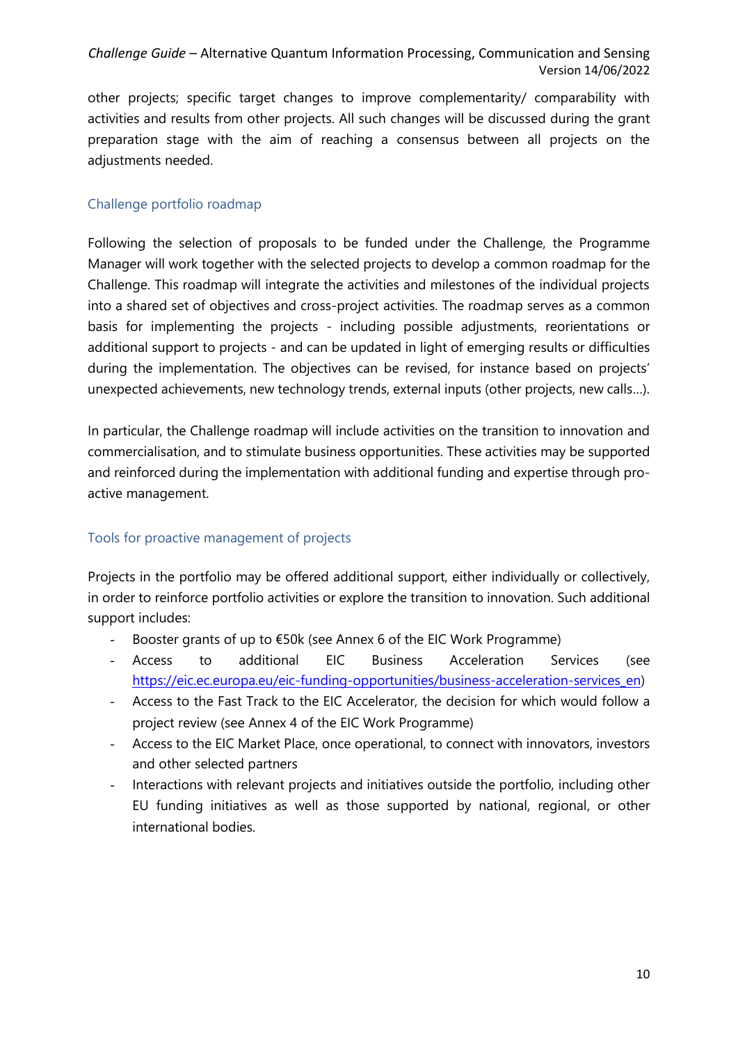other projects; specific target changes to improve complementarity/ comparability with activities and results from other projects. All such changes will be discussed during the grant preparation stage with the aim of reaching a consensus between all projects on the adjustments needed.

### Challenge portfolio roadmap

Following the selection of proposals to be funded under the Challenge, the Programme Manager will work together with the selected projects to develop a common roadmap for the Challenge. This roadmap will integrate the activities and milestones of the individual projects into a shared set of objectives and cross-project activities. The roadmap serves as a common basis for implementing the projects - including possible adjustments, reorientations or additional support to projects - and can be updated in light of emerging results or difficulties during the implementation. The objectives can be revised, for instance based on projects' unexpected achievements, new technology trends, external inputs (other projects, new calls…).

In particular, the Challenge roadmap will include activities on the transition to innovation and commercialisation, and to stimulate business opportunities. These activities may be supported and reinforced during the implementation with additional funding and expertise through pro-active management.

### Tools for proactive management of projects

Projects in the portfolio may be offered additional support, either individually or collectively, in order to reinforce portfolio activities or explore the transition to innovation. Such additional support includes:

- Booster grants of up to €50k (see Annex 6 of the EIC Work Programme)
- Access to additional EIC Business Acceleration Services (see https://eic.ec.europa.eu/eic-funding-opportunities/business-acceleration-services_en)
- Access to the Fast Track to the EIC Accelerator, the decision for which would follow a project review (see Annex 4 of the EIC Work Programme)
- Access to the EIC Market Place, once operational, to connect with innovators, investors and other selected partners
- Interactions with relevant projects and initiatives outside the portfolio, including other EU funding initiatives as well as those supported by national, regional, or other international bodies.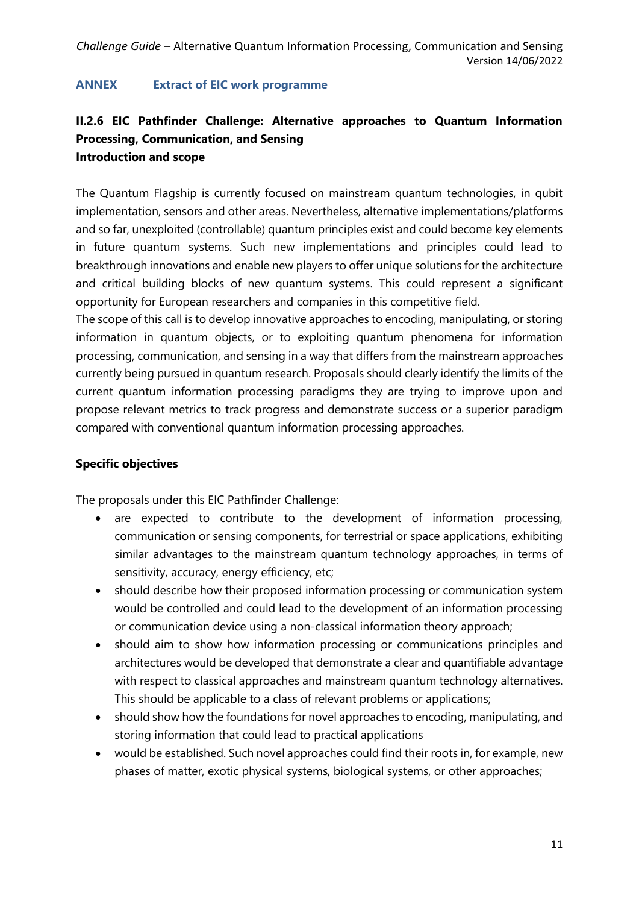## ANNEX Extract of EIC work programme

### II.2.6 EIC Pathfinder Challenge: Alternative approaches to Quantum Information Processing, Communication, and Sensing

**Introduction and scope**

The Quantum Flagship is currently focused on mainstream quantum technologies, in qubit implementation, sensors and other areas. Nevertheless, alternative implementations/platforms and so far, unexploited (controllable) quantum principles exist and could become key elements in future quantum systems. Such new implementations and principles could lead to breakthrough innovations and enable new players to offer unique solutions for the architecture and critical building blocks of new quantum systems. This could represent a significant opportunity for European researchers and companies in this competitive field.

The scope of this call is to develop innovative approaches to encoding, manipulating, or storing information in quantum objects, or to exploiting quantum phenomena for information processing, communication, and sensing in a way that differs from the mainstream approaches currently being pursued in quantum research. Proposals should clearly identify the limits of the current quantum information processing paradigms they are trying to improve upon and propose relevant metrics to track progress and demonstrate success or a superior paradigm compared with conventional quantum information processing approaches.

**Specific objectives**

The proposals under this EIC Pathfinder Challenge:

- are expected to contribute to the development of information processing, communication or sensing components, for terrestrial or space applications, exhibiting similar advantages to the mainstream quantum technology approaches, in terms of sensitivity, accuracy, energy efficiency, etc;
- should describe how their proposed information processing or communication system would be controlled and could lead to the development of an information processing or communication device using a non-classical information theory approach;
- should aim to show how information processing or communications principles and architectures would be developed that demonstrate a clear and quantifiable advantage with respect to classical approaches and mainstream quantum technology alternatives. This should be applicable to a class of relevant problems or applications;
- should show how the foundations for novel approaches to encoding, manipulating, and storing information that could lead to practical applications
- would be established. Such novel approaches could find their roots in, for example, new phases of matter, exotic physical systems, biological systems, or other approaches;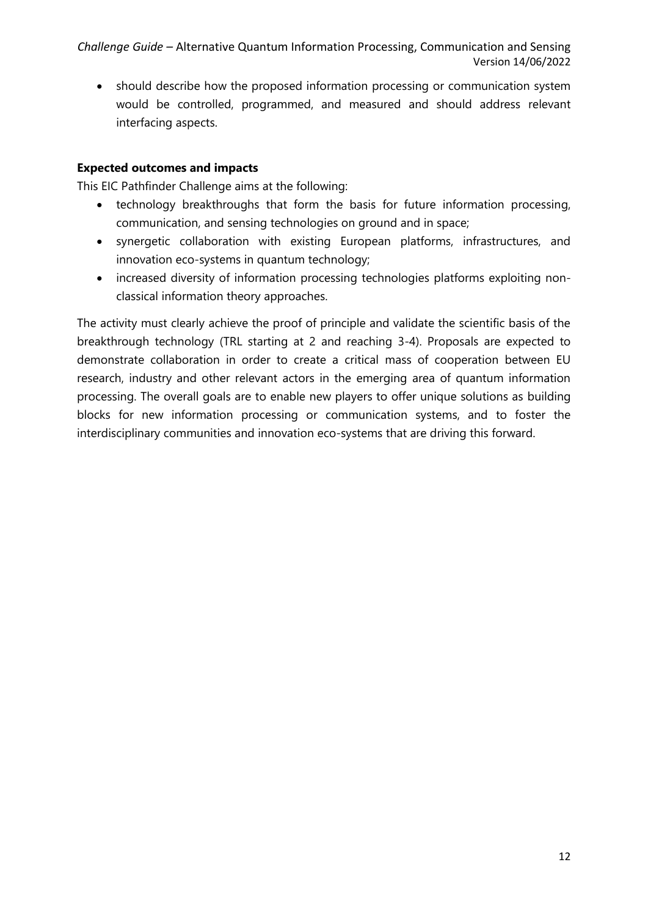- should describe how the proposed information processing or communication system would be controlled, programmed, and measured and should address relevant interfacing aspects.

**Expected outcomes and impacts**

This EIC Pathfinder Challenge aims at the following:

- technology breakthroughs that form the basis for future information processing, communication, and sensing technologies on ground and in space;
- synergetic collaboration with existing European platforms, infrastructures, and innovation eco-systems in quantum technology;
- increased diversity of information processing technologies platforms exploiting non-classical information theory approaches.

The activity must clearly achieve the proof of principle and validate the scientific basis of the breakthrough technology (TRL starting at 2 and reaching 3-4). Proposals are expected to demonstrate collaboration in order to create a critical mass of cooperation between EU research, industry and other relevant actors in the emerging area of quantum information processing. The overall goals are to enable new players to offer unique solutions as building blocks for new information processing or communication systems, and to foster the interdisciplinary communities and innovation eco-systems that are driving this forward.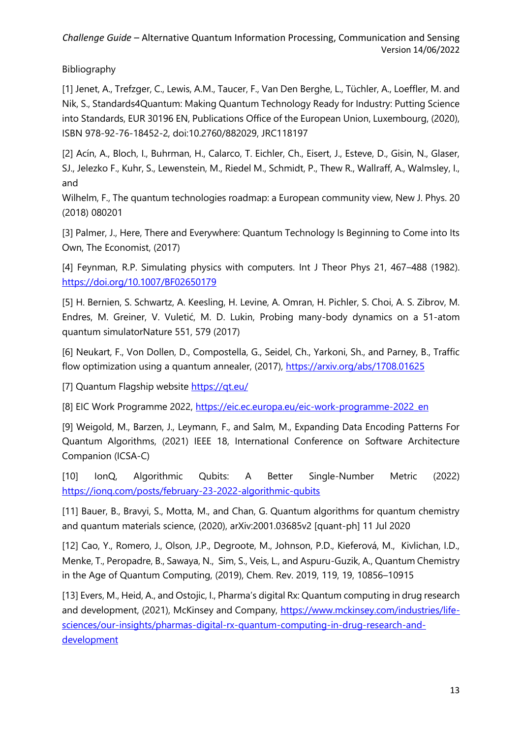Bibliography

[1] Jenet, A., Trefzger, C., Lewis, A.M., Taucer, F., Van Den Berghe, L., Tüchler, A., Loeffler, M. and Nik, S., Standards4Quantum: Making Quantum Technology Ready for Industry: Putting Science into Standards, EUR 30196 EN, Publications Office of the European Union, Luxembourg, (2020), ISBN 978-92-76-18452-2, doi:10.2760/882029, JRC118197

[2] Acín, A., Bloch, I., Buhrman, H., Calarco, T. Eichler, Ch., Eisert, J., Esteve, D., Gisin, N., Glaser, SJ., Jelezko F., Kuhr, S., Lewenstein, M., Riedel M., Schmidt, P., Thew R., Wallraff, A., Walmsley, I., and
Wilhelm, F., The quantum technologies roadmap: a European community view, New J. Phys. 20 (2018) 080201

[3] Palmer, J., Here, There and Everywhere: Quantum Technology Is Beginning to Come into Its Own, The Economist, (2017)

[4] Feynman, R.P. Simulating physics with computers. Int J Theor Phys 21, 467–488 (1982). https://doi.org/10.1007/BF02650179

[5] H. Bernien, S. Schwartz, A. Keesling, H. Levine, A. Omran, H. Pichler, S. Choi, A. S. Zibrov, M. Endres, M. Greiner, V. Vuletić, M. D. Lukin, Probing many-body dynamics on a 51-atom quantum simulatorNature 551, 579 (2017)

[6] Neukart, F., Von Dollen, D., Compostella, G., Seidel, Ch., Yarkoni, Sh., and Parney, B., Traffic flow optimization using a quantum annealer, (2017), https://arxiv.org/abs/1708.01625

[7] Quantum Flagship website https://qt.eu/

[8] EIC Work Programme 2022, https://eic.ec.europa.eu/eic-work-programme-2022_en

[9] Weigold, M., Barzen, J., Leymann, F., and Salm, M., Expanding Data Encoding Patterns For Quantum Algorithms, (2021) IEEE 18, International Conference on Software Architecture Companion (ICSA-C)

[10] IonQ, Algorithmic Qubits: A Better Single-Number Metric (2022) https://ionq.com/posts/february-23-2022-algorithmic-qubits

[11] Bauer, B., Bravyi, S., Motta, M., and Chan, G. Quantum algorithms for quantum chemistry and quantum materials science, (2020), arXiv:2001.03685v2 [quant-ph] 11 Jul 2020

[12] Cao, Y., Romero, J., Olson, J.P., Degroote, M., Johnson, P.D., Kieferová, M., Kivlichan, I.D., Menke, T., Peropadre, B., Sawaya, N., Sim, S., Veis, L., and Aspuru-Guzik, A., Quantum Chemistry in the Age of Quantum Computing, (2019), Chem. Rev. 2019, 119, 19, 10856–10915

[13] Evers, M., Heid, A., and Ostojic, I., Pharma's digital Rx: Quantum computing in drug research and development, (2021), McKinsey and Company, https://www.mckinsey.com/industries/life-sciences/our-insights/pharmas-digital-rx-quantum-computing-in-drug-research-and-development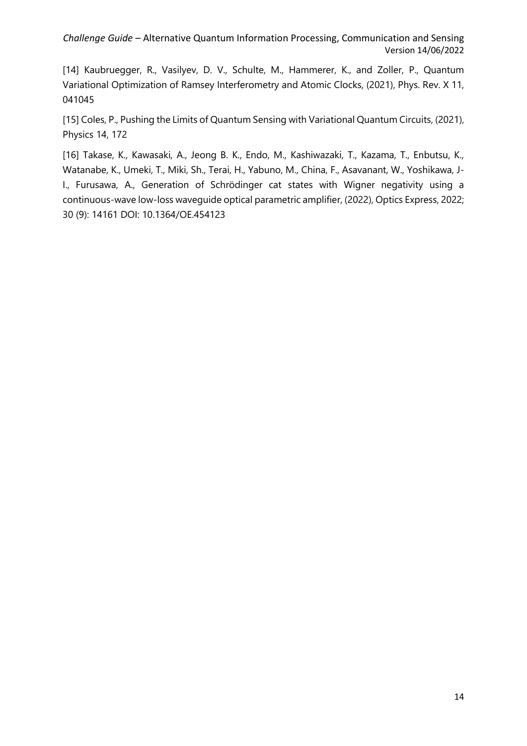[14] Kaubruegger, R., Vasilyev, D. V., Schulte, M., Hammerer, K., and Zoller, P., Quantum Variational Optimization of Ramsey Interferometry and Atomic Clocks, (2021), Phys. Rev. X 11, 041045

[15] Coles, P., Pushing the Limits of Quantum Sensing with Variational Quantum Circuits, (2021), Physics 14, 172

[16] Takase, K., Kawasaki, A., Jeong B. K., Endo, M., Kashiwazaki, T., Kazama, T., Enbutsu, K., Watanabe, K., Umeki, T., Miki, Sh., Terai, H., Yabuno, M., China, F., Asavanant, W., Yoshikawa, J-I., Furusawa, A., Generation of Schrödinger cat states with Wigner negativity using a continuous-wave low-loss waveguide optical parametric amplifier, (2022), Optics Express, 2022; 30 (9): 14161 DOI: 10.1364/OE.454123